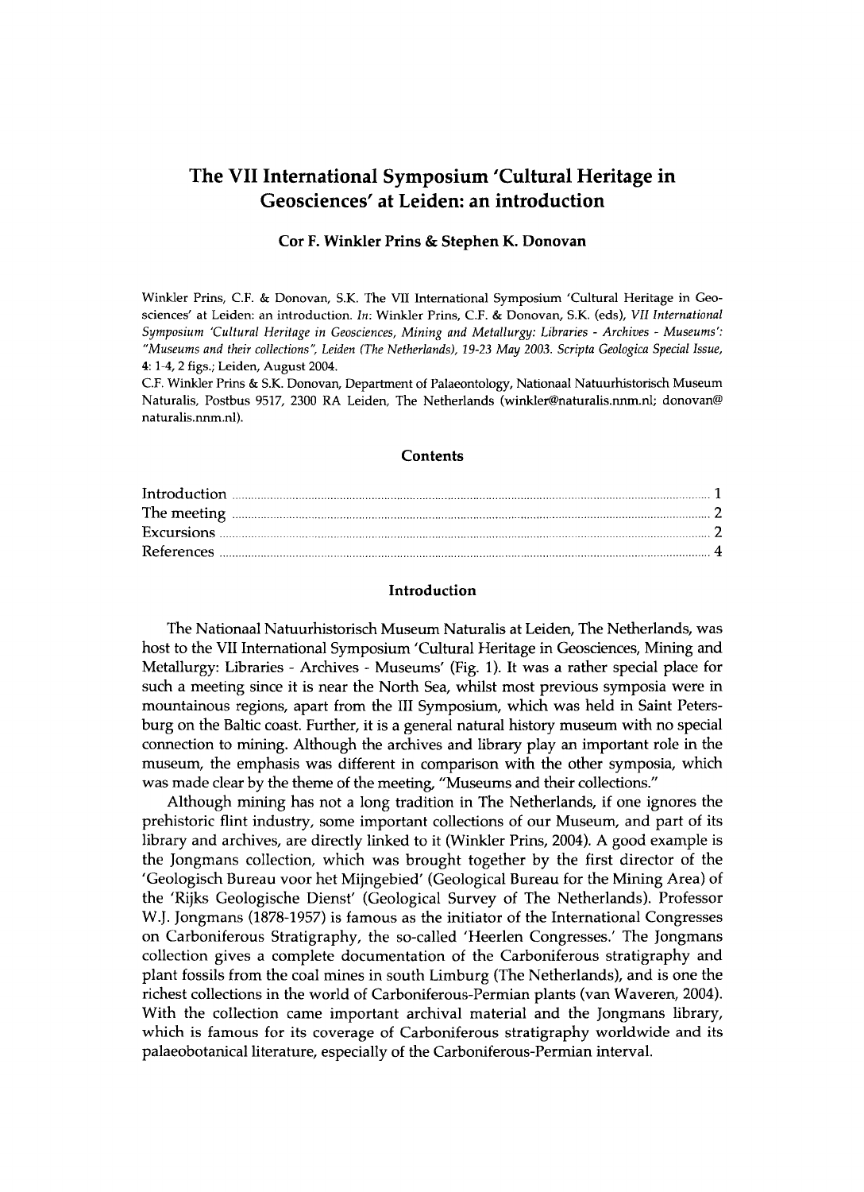# The VII International Symposium 'Cultural Heritage in Geosciences' at Leiden: an introduction

**Cor F. Winkler Prins & Stephen K. Donovan**

Winkler Prins, C.F. & Donovan, S.K. The VII International Symposium 'Cultural Heritage in Geosciences' at Leiden: an introduction. *In*: Winkler Prins, C.F. & Donovan, S.K. (eds), *VII International Symposium 'Cultural Heritage in Geosciences, Mining and Metallurgy: Libraries - Archives - Museums': "Museums and their collections", Leiden (The Netherlands), 19-23 May 2003. Scripta Geologica Special Issue*, 4: 1-4, 2 figs.; Leiden, August 2004.

C.F. Winkler Prins & S.K. Donovan, Department of Palaeontology, Nationaal Natuurhistorisch Museum Naturalis, Postbus 9517, 2300 RA Leiden, The Netherlands (winkler@naturalis.nnm.nl; donovan@naturalis.nnm.nl).

## Contents

| | |
|---|---|
| Introduction | 1 |
| The meeting | 2 |
| Excursions | 2 |
| References | 4 |

## Introduction

The Nationaal Natuurhistorisch Museum Naturalis at Leiden, The Netherlands, was host to the VII International Symposium 'Cultural Heritage in Geosciences, Mining and Metallurgy: Libraries - Archives - Museums' (Fig. 1). It was a rather special place for such a meeting since it is near the North Sea, whilst most previous symposia were in mountainous regions, apart from the III Symposium, which was held in Saint Petersburg on the Baltic coast. Further, it is a general natural history museum with no special connection to mining. Although the archives and library play an important role in the museum, the emphasis was different in comparison with the other symposia, which was made clear by the theme of the meeting, "Museums and their collections."

Although mining has not a long tradition in The Netherlands, if one ignores the prehistoric flint industry, some important collections of our Museum, and part of its library and archives, are directly linked to it (Winkler Prins, 2004). A good example is the Jongmans collection, which was brought together by the first director of the 'Geologisch Bureau voor het Mijngebied' (Geological Bureau for the Mining Area) of the 'Rijks Geologische Dienst' (Geological Survey of The Netherlands). Professor W.J. Jongmans (1878-1957) is famous as the initiator of the International Congresses on Carboniferous Stratigraphy, the so-called 'Heerlen Congresses.' The Jongmans collection gives a complete documentation of the Carboniferous stratigraphy and plant fossils from the coal mines in south Limburg (The Netherlands), and is one the richest collections in the world of Carboniferous-Permian plants (van Waveren, 2004). With the collection came important archival material and the Jongmans library, which is famous for its coverage of Carboniferous stratigraphy worldwide and its palaeobotanical literature, especially of the Carboniferous-Permian interval.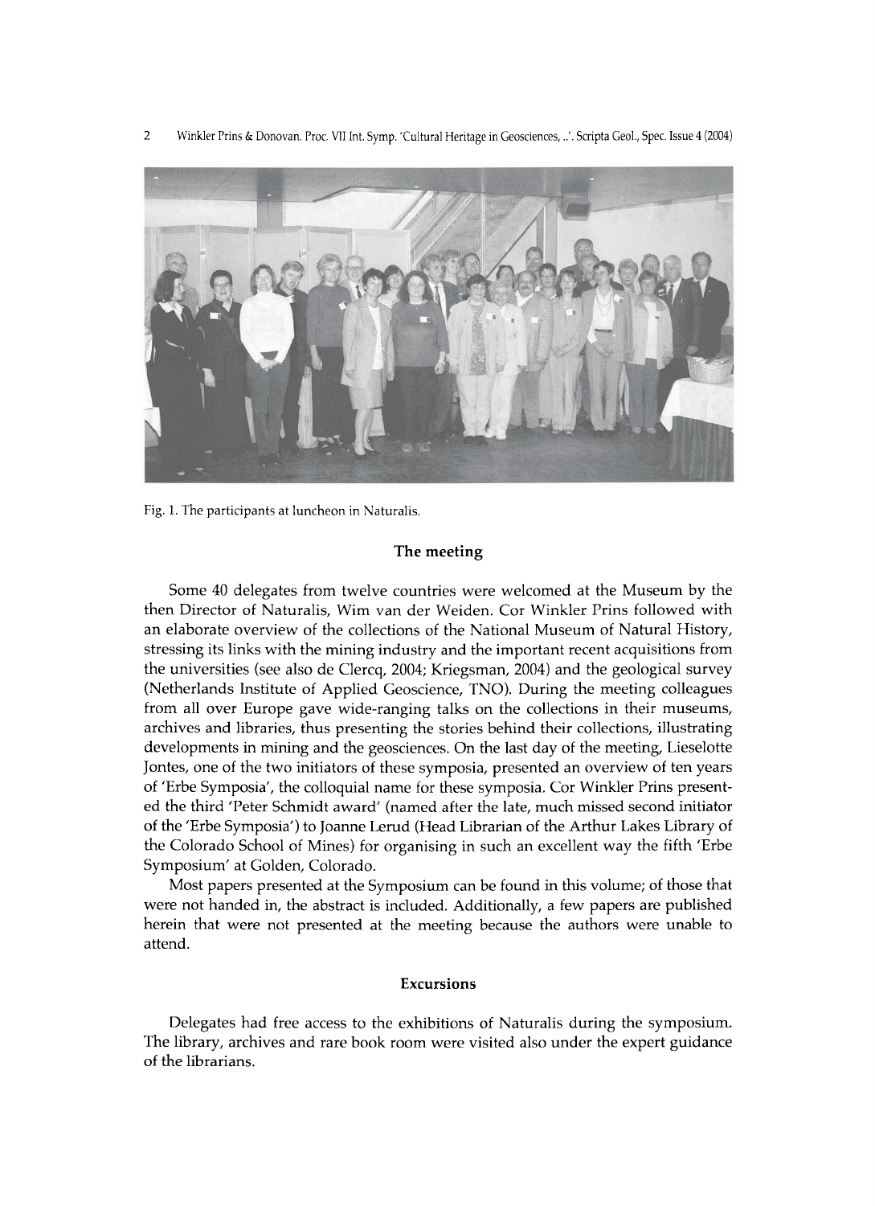Fig. 1. The participants at luncheon in Naturalis.

## The meeting

Some 40 delegates from twelve countries were welcomed at the Museum by the then Director of Naturalis, Wim van der Weiden. Cor Winkler Prins followed with an elaborate overview of the collections of the National Museum of Natural History, stressing its links with the mining industry and the important recent acquisitions from the universities (see also de Clercq, 2004; Kriegsman, 2004) and the geological survey (Netherlands Institute of Applied Geoscience, TNO). During the meeting colleagues from all over Europe gave wide-ranging talks on the collections in their museums, archives and libraries, thus presenting the stories behind their collections, illustrating developments in mining and the geosciences. On the last day of the meeting, Lieselotte Jontes, one of the two initiators of these symposia, presented an overview of ten years of 'Erbe Symposia', the colloquial name for these symposia. Cor Winkler Prins presented the third 'Peter Schmidt award' (named after the late, much missed second initiator of the 'Erbe Symposia') to Joanne Lerud (Head Librarian of the Arthur Lakes Library of the Colorado School of Mines) for organising in such an excellent way the fifth 'Erbe Symposium' at Golden, Colorado.

Most papers presented at the Symposium can be found in this volume; of those that were not handed in, the abstract is included. Additionally, a few papers are published herein that were not presented at the meeting because the authors were unable to attend.

## Excursions

Delegates had free access to the exhibitions of Naturalis during the symposium. The library, archives and rare book room were visited also under the expert guidance of the librarians.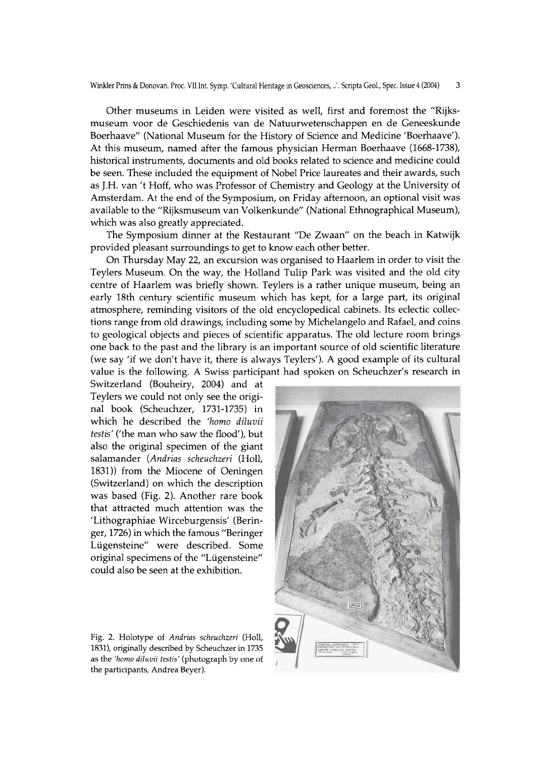Other museums in Leiden were visited as well, first and foremost the "Rijksmuseum voor de Geschiedenis van de Natuurwetenschappen en de Geneeskunde Boerhaave" (National Museum for the History of Science and Medicine 'Boerhaave'). At this museum, named after the famous physician Herman Boerhaave (1668-1738), historical instruments, documents and old books related to science and medicine could be seen. These included the equipment of Nobel Price laureates and their awards, such as J.H. van 't Hoff, who was Professor of Chemistry and Geology at the University of Amsterdam. At the end of the Symposium, on Friday afternoon, an optional visit was available to the "Rijksmuseum van Volkenkunde" (National Ethnographical Museum), which was also greatly appreciated.

The Symposium dinner at the Restaurant "De Zwaan" on the beach in Katwijk provided pleasant surroundings to get to know each other better.

On Thursday May 22, an excursion was organised to Haarlem in order to visit the Teylers Museum. On the way, the Holland Tulip Park was visited and the old city centre of Haarlem was briefly shown. Teylers is a rather unique museum, being an early 18th century scientific museum which has kept, for a large part, its original atmosphere, reminding visitors of the old encyclopedical cabinets. Its eclectic collections range from old drawings, including some by Michelangelo and Rafael, and coins to geological objects and pieces of scientific apparatus. The old lecture room brings one back to the past and the library is an important source of old scientific literature (we say 'if we don't have it, there is always Teylers'). A good example of its cultural value is the following. A Swiss participant had spoken on Scheuchzer's research in Switzerland (Bouheiry, 2004) and at Teylers we could not only see the original book (Scheuchzer, 1731-1735) in which he described the *'homo diluvii testis'* ('the man who saw the flood'), but also the original specimen of the giant salamander (*Andrias scheuchzeri* (Holl, 1831)) from the Miocene of Oeningen (Switzerland) on which the description was based (Fig. 2). Another rare book that attracted much attention was the 'Lithographiae Wirceburgensis' (Beringer, 1726) in which the famous "Beringer Lügensteine" were described. Some original specimens of the "Lügensteine" could also be seen at the exhibition.

Fig. 2. Holotype of *Andrias scheuchzeri* (Holl, 1831), originally described by Scheuchzer in 1735 as the *'homo diluvii testis'* (photograph by one of the participants, Andrea Beyer).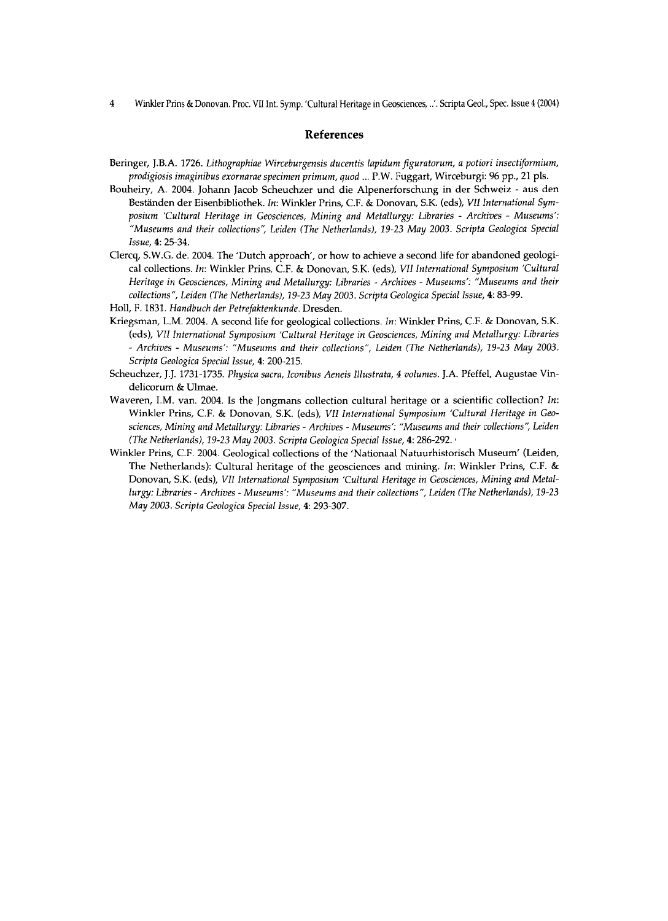## References

Beringer, J.B.A. 1726. *Lithographiae Wirceburgensis ducentis lapidum figuratorum, a potiori insectiformium, prodigiosis imaginibus exornarae specimen primum, quod ...* P.W. Fuggart, Wirceburgi: 96 pp., 21 pls.

Bouheiry, A. 2004. Johann Jacob Scheuchzer und die Alpenerforschung in der Schweiz - aus den Beständen der Eisenbibliothek. *In*: Winkler Prins, C.F. & Donovan, S.K. (eds), *VII International Symposium 'Cultural Heritage in Geosciences, Mining and Metallurgy: Libraries - Archives - Museums': "Museums and their collections", Leiden (The Netherlands), 19-23 May 2003. Scripta Geologica Special Issue*, **4**: 25-34.

Clercq, S.W.G. de. 2004. The 'Dutch approach', or how to achieve a second life for abandoned geological collections. *In*: Winkler Prins, C.F. & Donovan, S.K. (eds), *VII International Symposium 'Cultural Heritage in Geosciences, Mining and Metallurgy: Libraries - Archives - Museums': "Museums and their collections", Leiden (The Netherlands), 19-23 May 2003. Scripta Geologica Special Issue*, **4**: 83-99.

Holl, F. 1831. *Handbuch der Petrefaktenkunde*. Dresden.

Kriegsman, L.M. 2004. A second life for geological collections. *In*: Winkler Prins, C.F. & Donovan, S.K. (eds), *VII International Symposium 'Cultural Heritage in Geosciences, Mining and Metallurgy: Libraries - Archives - Museums': "Museums and their collections", Leiden (The Netherlands), 19-23 May 2003. Scripta Geologica Special Issue*, **4**: 200-215.

Scheuchzer, J.J. 1731-1735. *Physica sacra, Iconibus Aeneis Illustrata, 4 volumes*. J.A. Pfeffel, Augustae Vindelicorum & Ulmae.

Waveren, I.M. van. 2004. Is the Jongmans collection cultural heritage or a scientific collection? *In*: Winkler Prins, C.F. & Donovan, S.K. (eds), *VII International Symposium 'Cultural Heritage in Geosciences, Mining and Metallurgy: Libraries - Archives - Museums': "Museums and their collections", Leiden (The Netherlands), 19-23 May 2003. Scripta Geologica Special Issue*, **4**: 286-292.

Winkler Prins, C.F. 2004. Geological collections of the 'Nationaal Natuurhistorisch Museum' (Leiden, The Netherlands): Cultural heritage of the geosciences and mining. *In*: Winkler Prins, C.F. & Donovan, S.K. (eds), *VII International Symposium 'Cultural Heritage in Geosciences, Mining and Metallurgy: Libraries - Archives - Museums': "Museums and their collections", Leiden (The Netherlands), 19-23 May 2003. Scripta Geologica Special Issue*, **4**: 293-307.